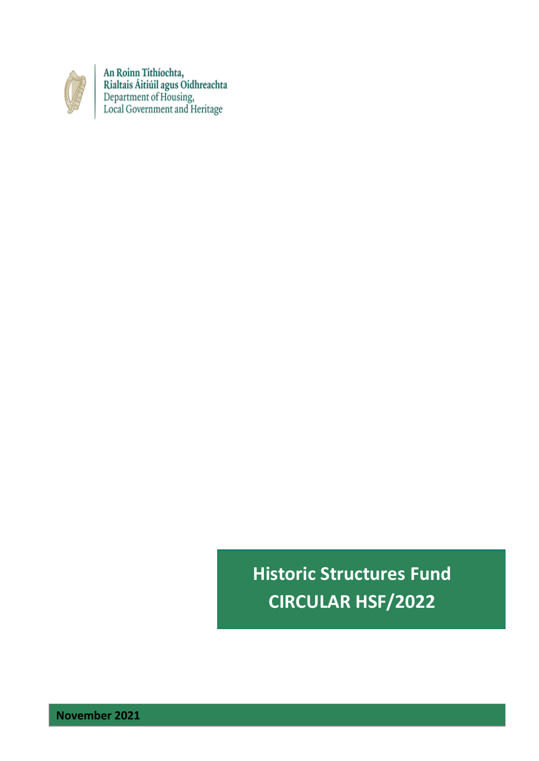An Roinn Tithíochta,
Rialtais Áitiúil agus Oidhreachta
Department of Housing,
Local Government and Heritage

# Historic Structures Fund
# CIRCULAR HSF/2022

**November 2021**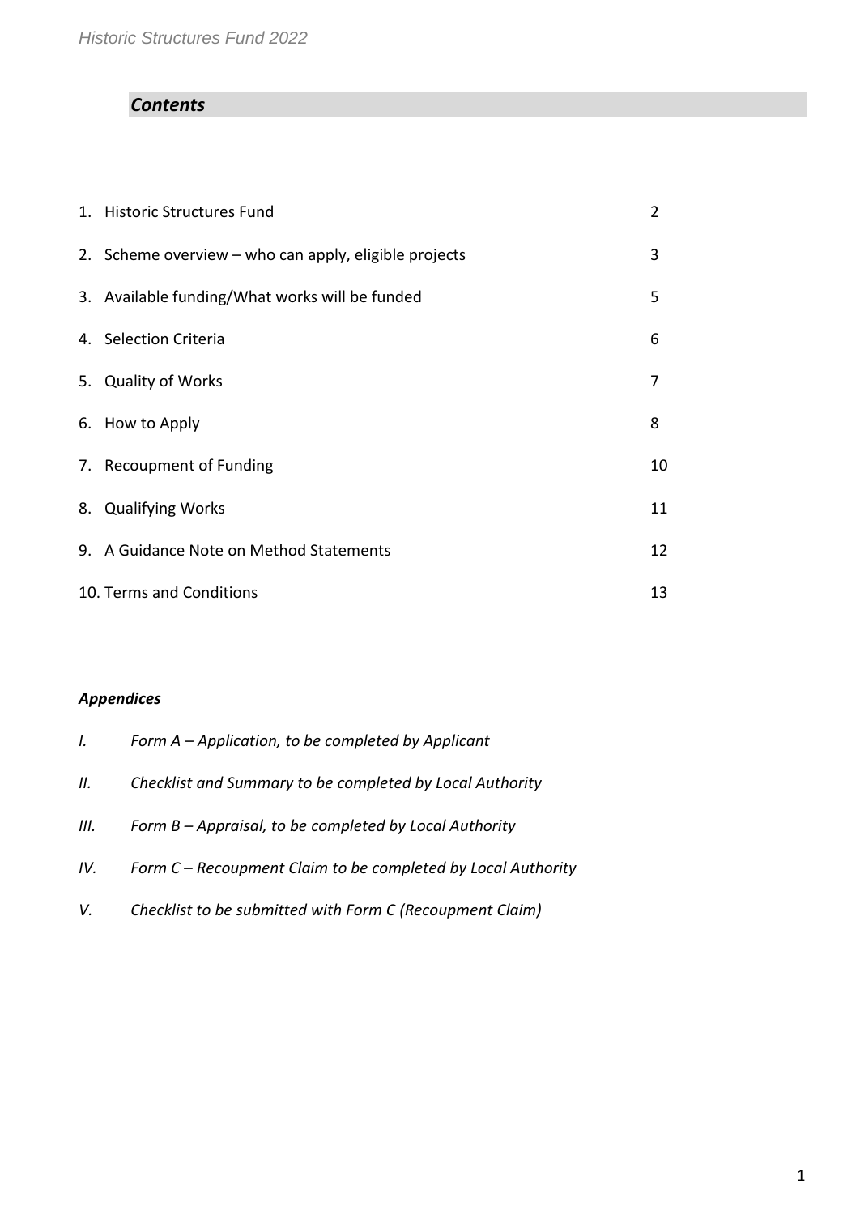## *Contents*

| | |
|---|---|
| 1. Historic Structures Fund | 2 |
| 2. Scheme overview – who can apply, eligible projects | 3 |
| 3. Available funding/What works will be funded | 5 |
| 4. Selection Criteria | 6 |
| 5. Quality of Works | 7 |
| 6. How to Apply | 8 |
| 7. Recoupment of Funding | 10 |
| 8. Qualifying Works | 11 |
| 9. A Guidance Note on Method Statements | 12 |
| 10. Terms and Conditions | 13 |

### *Appendices*

*I. Form A – Application, to be completed by Applicant*

*II. Checklist and Summary to be completed by Local Authority*

*III. Form B – Appraisal, to be completed by Local Authority*

*IV. Form C – Recoupment Claim to be completed by Local Authority*

*V. Checklist to be submitted with Form C (Recoupment Claim)*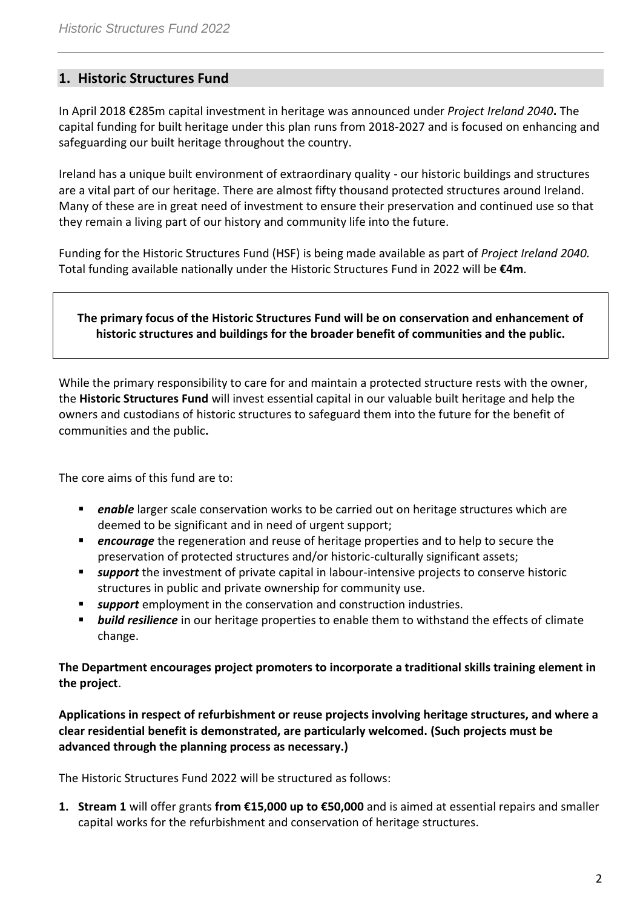## 1. Historic Structures Fund

In April 2018 €285m capital investment in heritage was announced under *Project Ireland 2040*. The capital funding for built heritage under this plan runs from 2018-2027 and is focused on enhancing and safeguarding our built heritage throughout the country.

Ireland has a unique built environment of extraordinary quality - our historic buildings and structures are a vital part of our heritage. There are almost fifty thousand protected structures around Ireland. Many of these are in great need of investment to ensure their preservation and continued use so that they remain a living part of our history and community life into the future.

Funding for the Historic Structures Fund (HSF) is being made available as part of *Project Ireland 2040.* Total funding available nationally under the Historic Structures Fund in 2022 will be **€4m**.

**The primary focus of the Historic Structures Fund will be on conservation and enhancement of historic structures and buildings for the broader benefit of communities and the public.**

While the primary responsibility to care for and maintain a protected structure rests with the owner, the **Historic Structures Fund** will invest essential capital in our valuable built heritage and help the owners and custodians of historic structures to safeguard them into the future for the benefit of communities and the public**.**

The core aims of this fund are to:

- ***enable*** larger scale conservation works to be carried out on heritage structures which are deemed to be significant and in need of urgent support;
- ***encourage*** the regeneration and reuse of heritage properties and to help to secure the preservation of protected structures and/or historic-culturally significant assets;
- ***support*** the investment of private capital in labour-intensive projects to conserve historic structures in public and private ownership for community use.
- ***support*** employment in the conservation and construction industries.
- ***build resilience*** in our heritage properties to enable them to withstand the effects of climate change.

**The Department encourages project promoters to incorporate a traditional skills training element in the project**.

**Applications in respect of refurbishment or reuse projects involving heritage structures, and where a clear residential benefit is demonstrated, are particularly welcomed. (Such projects must be advanced through the planning process as necessary.)**

The Historic Structures Fund 2022 will be structured as follows:

1. **Stream 1** will offer grants **from €15,000 up to €50,000** and is aimed at essential repairs and smaller capital works for the refurbishment and conservation of heritage structures.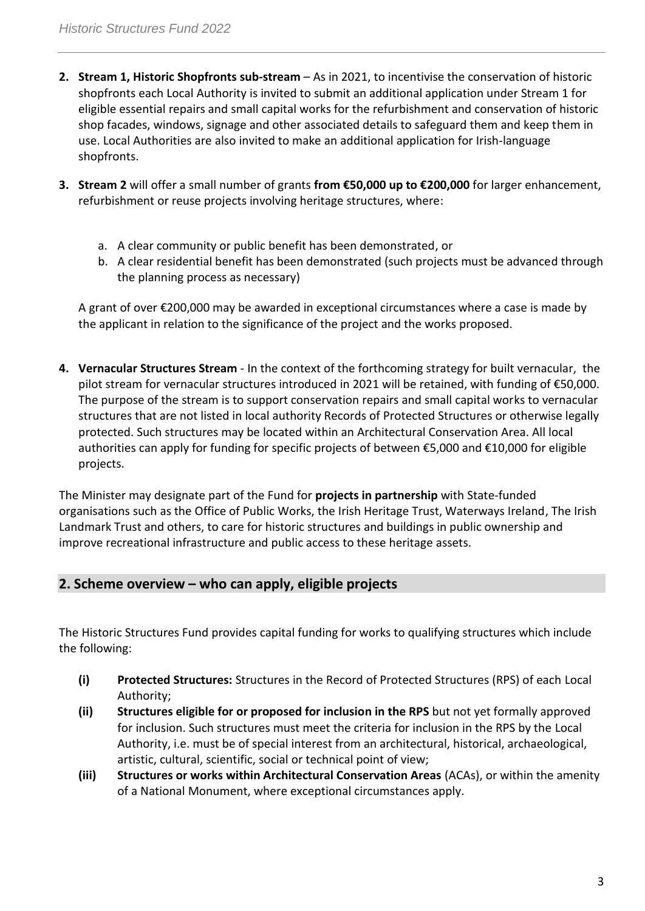2. **Stream 1, Historic Shopfronts sub-stream** – As in 2021, to incentivise the conservation of historic shopfronts each Local Authority is invited to submit an additional application under Stream 1 for eligible essential repairs and small capital works for the refurbishment and conservation of historic shop facades, windows, signage and other associated details to safeguard them and keep them in use. Local Authorities are also invited to make an additional application for Irish-language shopfronts.

3. **Stream 2** will offer a small number of grants **from €50,000 up to €200,000** for larger enhancement, refurbishment or reuse projects involving heritage structures, where:

   a. A clear community or public benefit has been demonstrated, or
   b. A clear residential benefit has been demonstrated (such projects must be advanced through the planning process as necessary)

   A grant of over €200,000 may be awarded in exceptional circumstances where a case is made by the applicant in relation to the significance of the project and the works proposed.

4. **Vernacular Structures Stream** - In the context of the forthcoming strategy for built vernacular, the pilot stream for vernacular structures introduced in 2021 will be retained, with funding of €50,000. The purpose of the stream is to support conservation repairs and small capital works to vernacular structures that are not listed in local authority Records of Protected Structures or otherwise legally protected. Such structures may be located within an Architectural Conservation Area. All local authorities can apply for funding for specific projects of between €5,000 and €10,000 for eligible projects.

The Minister may designate part of the Fund for **projects in partnership** with State-funded organisations such as the Office of Public Works, the Irish Heritage Trust, Waterways Ireland, The Irish Landmark Trust and others, to care for historic structures and buildings in public ownership and improve recreational infrastructure and public access to these heritage assets.

## 2. Scheme overview – who can apply, eligible projects

The Historic Structures Fund provides capital funding for works to qualifying structures which include the following:

- **(i) Protected Structures:** Structures in the Record of Protected Structures (RPS) of each Local Authority;
- **(ii) Structures eligible for or proposed for inclusion in the RPS** but not yet formally approved for inclusion. Such structures must meet the criteria for inclusion in the RPS by the Local Authority, i.e. must be of special interest from an architectural, historical, archaeological, artistic, cultural, scientific, social or technical point of view;
- **(iii) Structures or works within Architectural Conservation Areas** (ACAs), or within the amenity of a National Monument, where exceptional circumstances apply.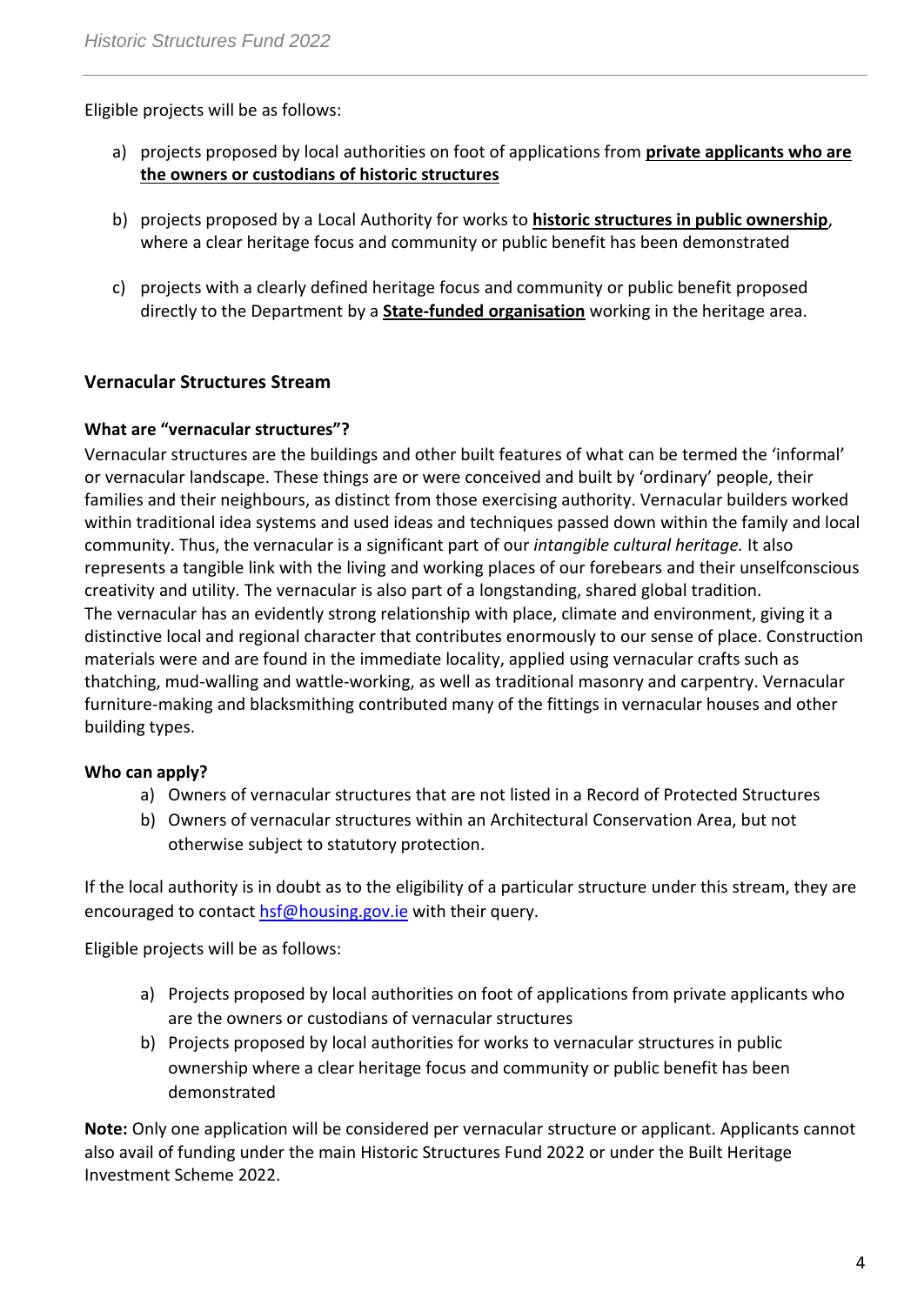Eligible projects will be as follows:

a) projects proposed by local authorities on foot of applications from **private applicants who are the owners or custodians of historic structures**

b) projects proposed by a Local Authority for works to **historic structures in public ownership**, where a clear heritage focus and community or public benefit has been demonstrated

c) projects with a clearly defined heritage focus and community or public benefit proposed directly to the Department by a **State-funded organisation** working in the heritage area.

## Vernacular Structures Stream

### What are "vernacular structures"?

Vernacular structures are the buildings and other built features of what can be termed the 'informal' or vernacular landscape. These things are or were conceived and built by 'ordinary' people, their families and their neighbours, as distinct from those exercising authority. Vernacular builders worked within traditional idea systems and used ideas and techniques passed down within the family and local community. Thus, the vernacular is a significant part of our *intangible cultural heritage.* It also represents a tangible link with the living and working places of our forebears and their unselfconscious creativity and utility. The vernacular is also part of a longstanding, shared global tradition.
The vernacular has an evidently strong relationship with place, climate and environment, giving it a distinctive local and regional character that contributes enormously to our sense of place. Construction materials were and are found in the immediate locality, applied using vernacular crafts such as thatching, mud-walling and wattle-working, as well as traditional masonry and carpentry. Vernacular furniture-making and blacksmithing contributed many of the fittings in vernacular houses and other building types.

### Who can apply?

a) Owners of vernacular structures that are not listed in a Record of Protected Structures
b) Owners of vernacular structures within an Architectural Conservation Area, but not otherwise subject to statutory protection.

If the local authority is in doubt as to the eligibility of a particular structure under this stream, they are encouraged to contact hsf@housing.gov.ie with their query.

Eligible projects will be as follows:

a) Projects proposed by local authorities on foot of applications from private applicants who are the owners or custodians of vernacular structures
b) Projects proposed by local authorities for works to vernacular structures in public ownership where a clear heritage focus and community or public benefit has been demonstrated

**Note:** Only one application will be considered per vernacular structure or applicant. Applicants cannot also avail of funding under the main Historic Structures Fund 2022 or under the Built Heritage Investment Scheme 2022.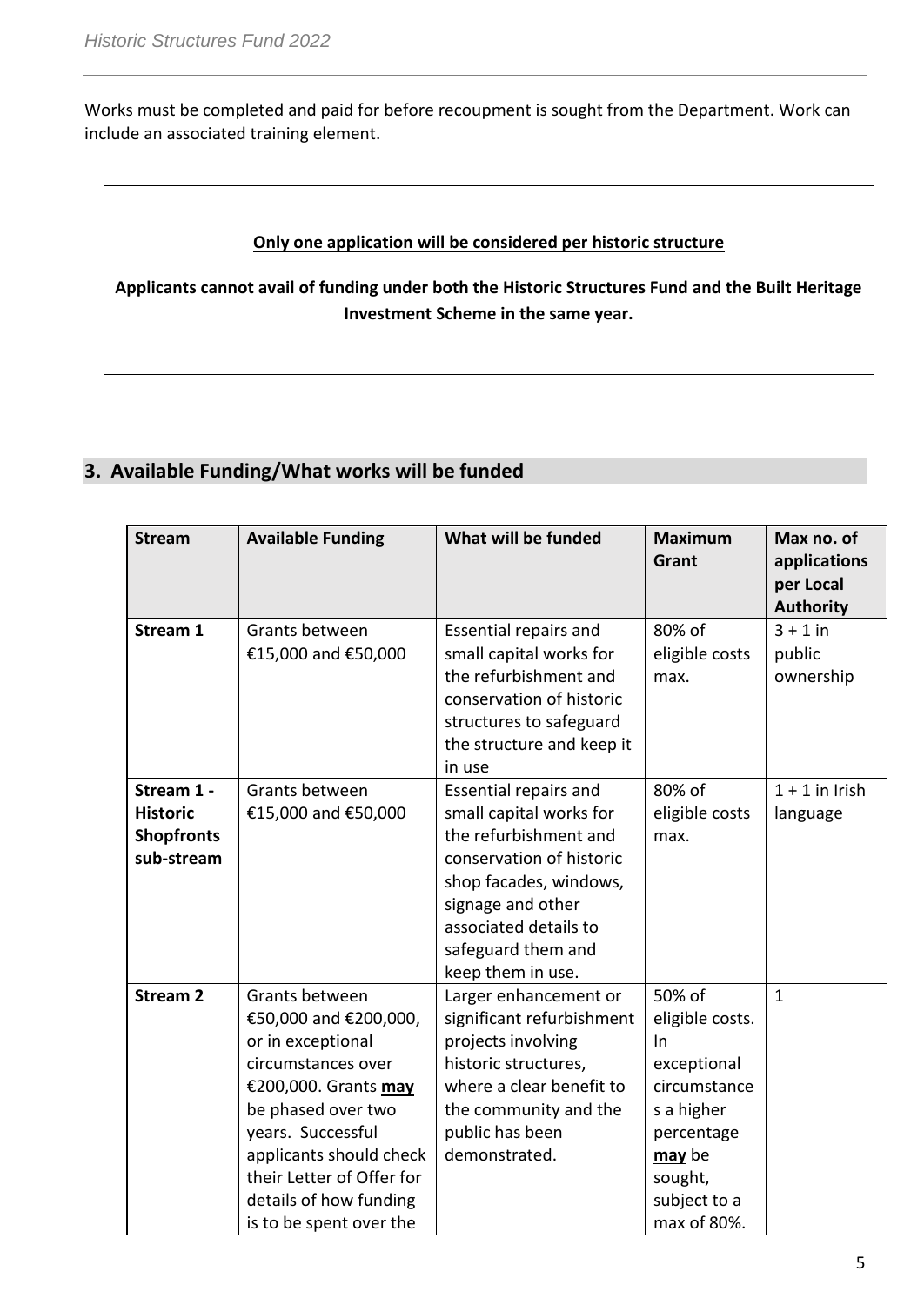Works must be completed and paid for before recoupment is sought from the Department. Work can include an associated training element.

**<u>Only one application will be considered per historic structure</u>**

**Applicants cannot avail of funding under both the Historic Structures Fund and the Built Heritage Investment Scheme in the same year.**

## 3. Available Funding/What works will be funded

| Stream | Available Funding | What will be funded | Maximum Grant | Max no. of applications per Local Authority |
|---|---|---|---|---|
| **Stream 1** | Grants between €15,000 and €50,000 | Essential repairs and small capital works for the refurbishment and conservation of historic structures to safeguard the structure and keep it in use | 80% of eligible costs max. | 3 + 1 in public ownership |
| **Stream 1 - Historic Shopfronts sub-stream** | Grants between €15,000 and €50,000 | Essential repairs and small capital works for the refurbishment and conservation of historic shop facades, windows, signage and other associated details to safeguard them and keep them in use. | 80% of eligible costs max. | 1 + 1 in Irish language |
| **Stream 2** | Grants between €50,000 and €200,000, or in exceptional circumstances over €200,000. Grants **<u>may</u>** be phased over two years. Successful applicants should check their Letter of Offer for details of how funding is to be spent over the | Larger enhancement or significant refurbishment projects involving historic structures, where a clear benefit to the community and the public has been demonstrated. | 50% of eligible costs. In exceptional circumstances a higher percentage **<u>may</u>** be sought, subject to a max of 80%. | 1 |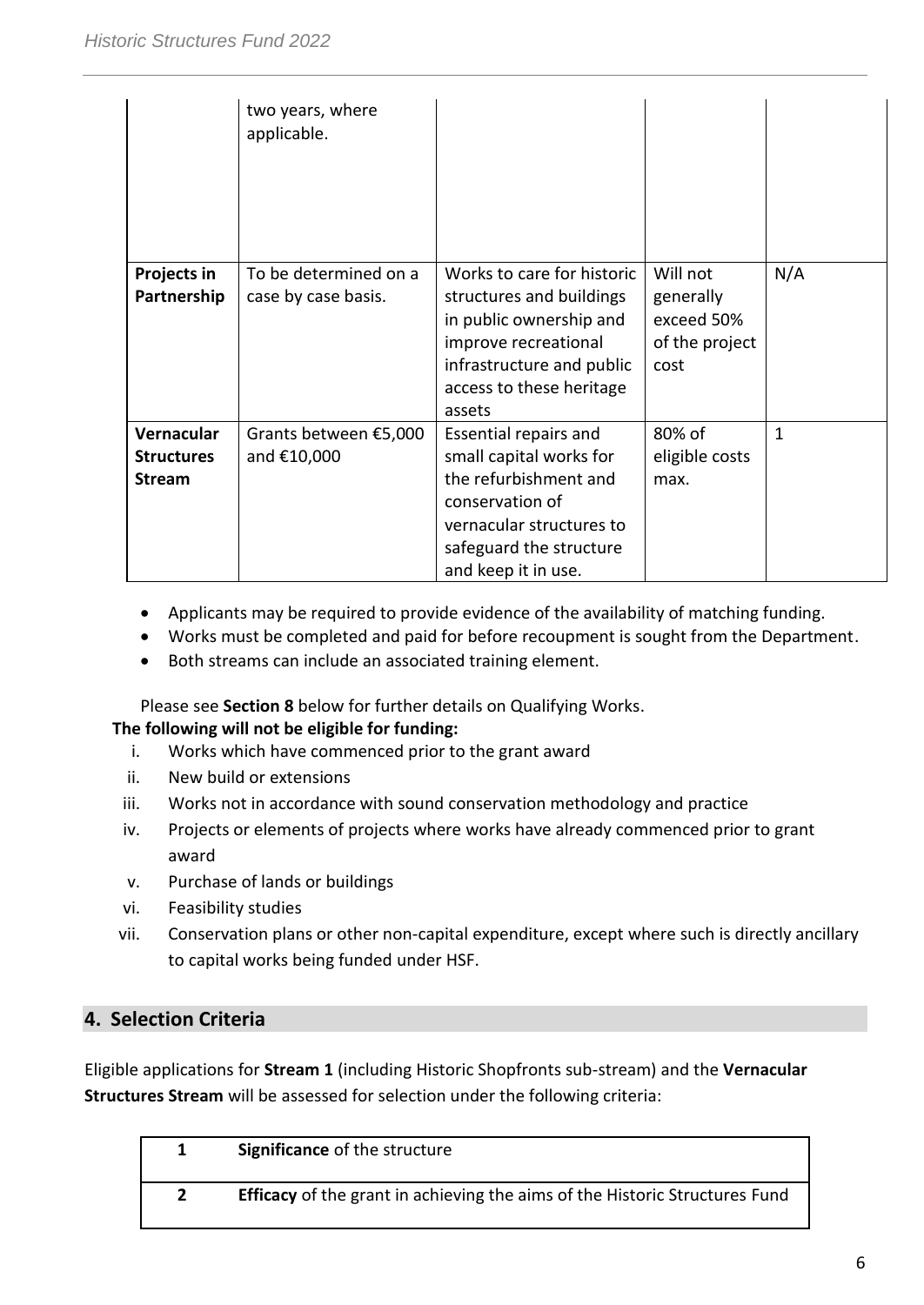|  | two years, where applicable. |  |  |  |
| --- | --- | --- | --- | --- |
| **Projects in Partnership** | To be determined on a case by case basis. | Works to care for historic structures and buildings in public ownership and improve recreational infrastructure and public access to these heritage assets | Will not generally exceed 50% of the project cost | N/A |
| **Vernacular Structures Stream** | Grants between €5,000 and €10,000 | Essential repairs and small capital works for the refurbishment and conservation of vernacular structures to safeguard the structure and keep it in use. | 80% of eligible costs max. | 1 |

- Applicants may be required to provide evidence of the availability of matching funding.
- Works must be completed and paid for before recoupment is sought from the Department.
- Both streams can include an associated training element.

Please see **Section 8** below for further details on Qualifying Works.

**The following will not be eligible for funding:**

i. Works which have commenced prior to the grant award
ii. New build or extensions
iii. Works not in accordance with sound conservation methodology and practice
iv. Projects or elements of projects where works have already commenced prior to grant award
v. Purchase of lands or buildings
vi. Feasibility studies
vii. Conservation plans or other non-capital expenditure, except where such is directly ancillary to capital works being funded under HSF.

## 4. Selection Criteria

Eligible applications for **Stream 1** (including Historic Shopfronts sub-stream) and the **Vernacular Structures Stream** will be assessed for selection under the following criteria:

| 1 | **Significance** of the structure |
| --- | --- |
| 2 | **Efficacy** of the grant in achieving the aims of the Historic Structures Fund |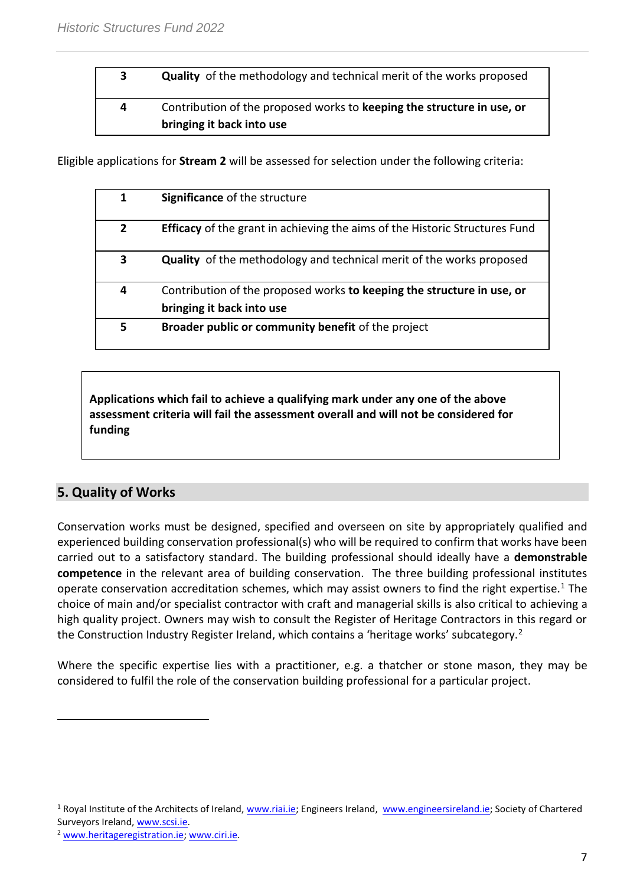| | |
|---|---|
| 3 | **Quality** of the methodology and technical merit of the works proposed |
| 4 | Contribution of the proposed works to **keeping the structure in use, or bringing it back into use** |

Eligible applications for **Stream 2** will be assessed for selection under the following criteria:

| | |
|---|---|
| 1 | **Significance** of the structure |
| 2 | **Efficacy** of the grant in achieving the aims of the Historic Structures Fund |
| 3 | **Quality** of the methodology and technical merit of the works proposed |
| 4 | Contribution of the proposed works **to keeping the structure in use, or bringing it back into use** |
| 5 | **Broader public or community benefit** of the project |

**Applications which fail to achieve a qualifying mark under any one of the above assessment criteria will fail the assessment overall and will not be considered for funding**

## 5. Quality of Works

Conservation works must be designed, specified and overseen on site by appropriately qualified and experienced building conservation professional(s) who will be required to confirm that works have been carried out to a satisfactory standard. The building professional should ideally have a **demonstrable competence** in the relevant area of building conservation. The three building professional institutes operate conservation accreditation schemes, which may assist owners to find the right expertise.[1] The choice of main and/or specialist contractor with craft and managerial skills is also critical to achieving a high quality project. Owners may wish to consult the Register of Heritage Contractors in this regard or the Construction Industry Register Ireland, which contains a 'heritage works' subcategory.[2]

Where the specific expertise lies with a practitioner, e.g. a thatcher or stone mason, they may be considered to fulfil the role of the conservation building professional for a particular project.

---

[1] Royal Institute of the Architects of Ireland, www.riai.ie; Engineers Ireland, www.engineersireland.ie; Society of Chartered Surveyors Ireland, www.scsi.ie.

[2] www.heritageregistration.ie; www.ciri.ie.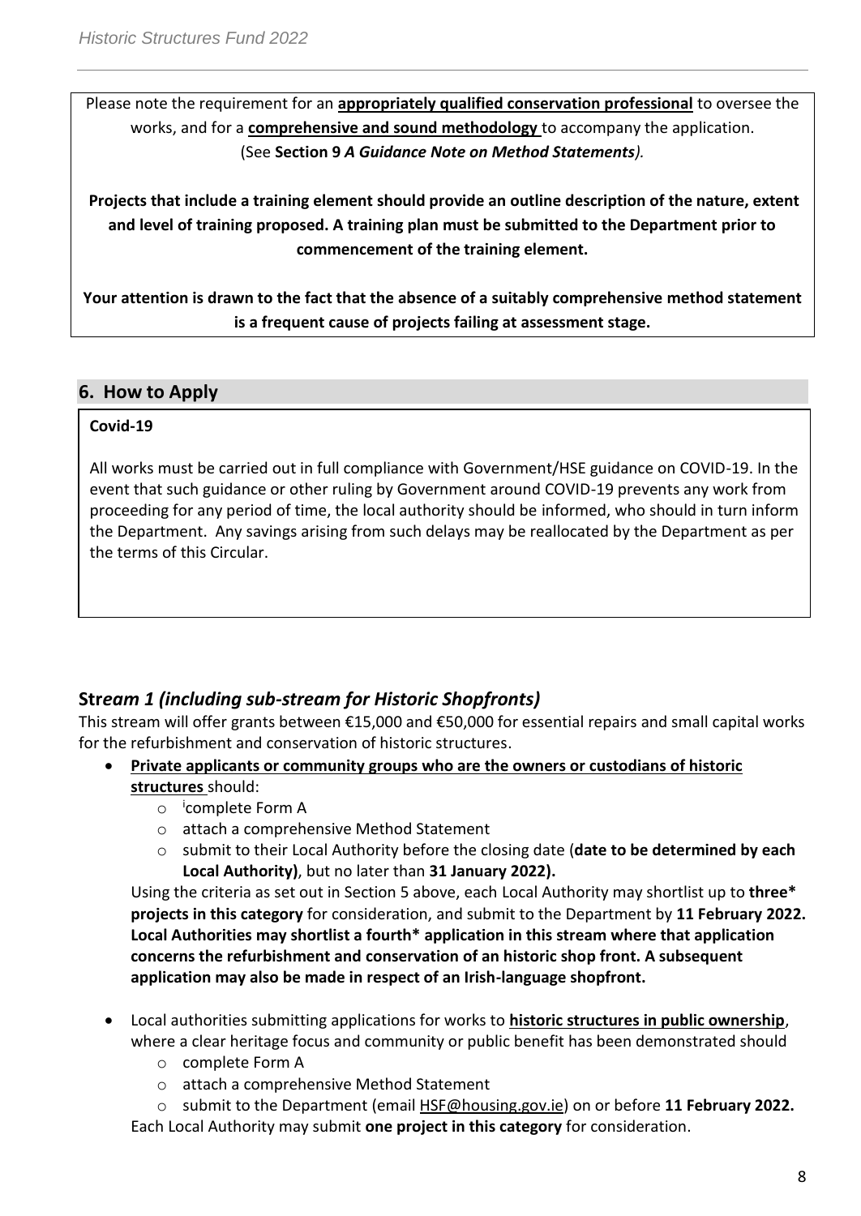Please note the requirement for an **appropriately qualified conservation professional** to oversee the works, and for a **comprehensive and sound methodology** to accompany the application. (See **Section 9** ***A Guidance Note on Method Statements****).*

**Projects that include a training element should provide an outline description of the nature, extent and level of training proposed. A training plan must be submitted to the Department prior to commencement of the training element.**

**Your attention is drawn to the fact that the absence of a suitably comprehensive method statement is a frequent cause of projects failing at assessment stage.**

## 6. How to Apply

**Covid-19**

All works must be carried out in full compliance with Government/HSE guidance on COVID-19. In the event that such guidance or other ruling by Government around COVID-19 prevents any work from proceeding for any period of time, the local authority should be informed, who should in turn inform the Department. Any savings arising from such delays may be reallocated by the Department as per the terms of this Circular.

### St*ream 1 (including sub-stream for Historic Shopfronts)*

This stream will offer grants between €15,000 and €50,000 for essential repairs and small capital works for the refurbishment and conservation of historic structures.

- **Private applicants or community groups who are the owners or custodians of historic structures** should:
  - [i]complete Form A
  - attach a comprehensive Method Statement
  - submit to their Local Authority before the closing date (**date to be determined by each Local Authority)**, but no later than **31 January 2022).**

  Using the criteria as set out in Section 5 above, each Local Authority may shortlist up to **three\* projects in this category** for consideration, and submit to the Department by **11 February 2022. Local Authorities may shortlist a fourth\* application in this stream where that application concerns the refurbishment and conservation of an historic shop front. A subsequent application may also be made in respect of an Irish-language shopfront.**

- Local authorities submitting applications for works to **historic structures in public ownership**, where a clear heritage focus and community or public benefit has been demonstrated should
  - complete Form A
  - attach a comprehensive Method Statement
  - submit to the Department (email HSF@housing.gov.ie) on or before **11 February 2022.**

  Each Local Authority may submit **one project in this category** for consideration.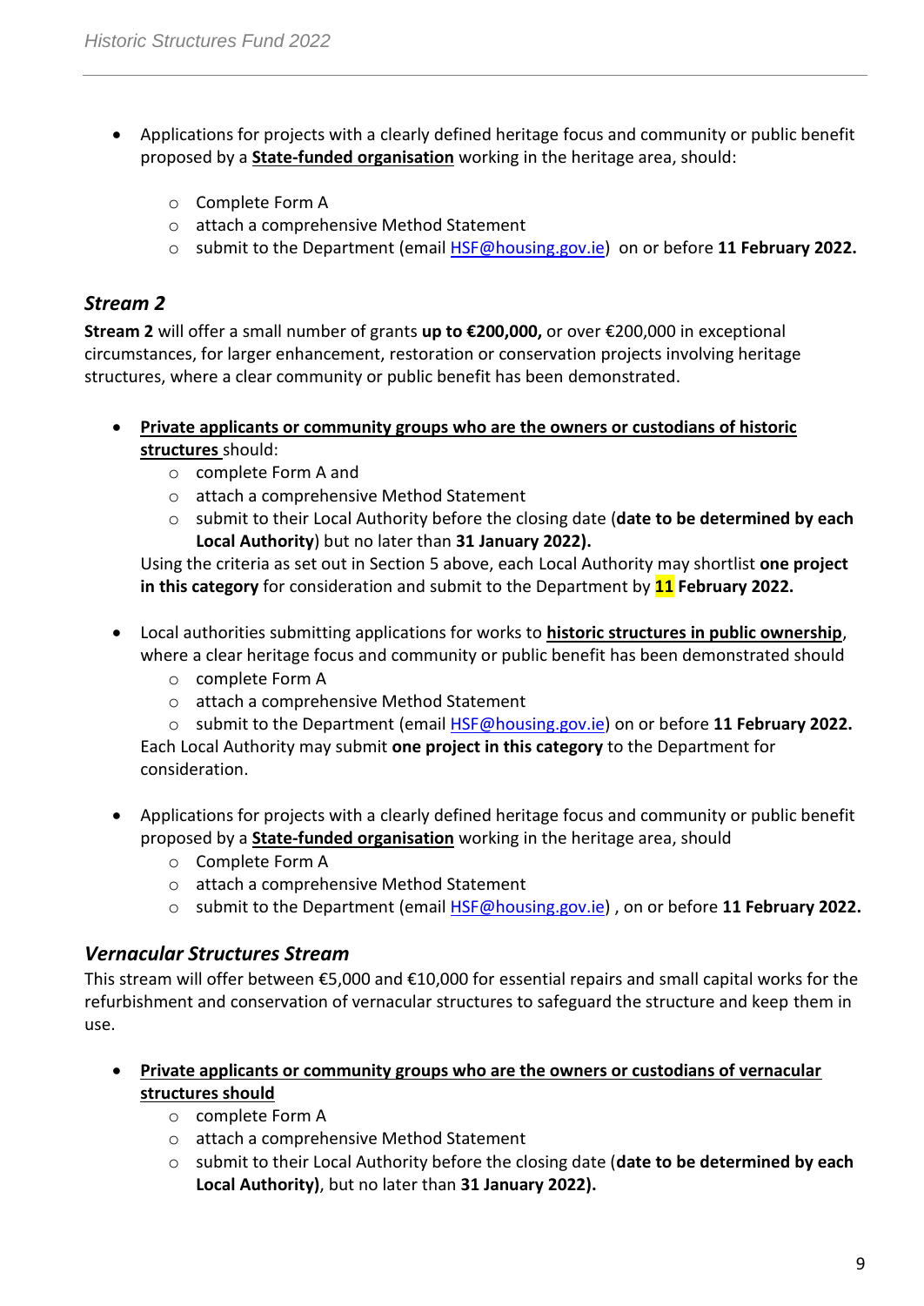- Applications for projects with a clearly defined heritage focus and community or public benefit proposed by a **State-funded organisation** working in the heritage area, should:
    - Complete Form A
    - attach a comprehensive Method Statement
    - submit to the Department (email HSF@housing.gov.ie) on or before **11 February 2022.**

### *Stream 2*

**Stream 2** will offer a small number of grants **up to €200,000,** or over €200,000 in exceptional circumstances, for larger enhancement, restoration or conservation projects involving heritage structures, where a clear community or public benefit has been demonstrated.

- **Private applicants or community groups who are the owners or custodians of historic structures** should:
    - complete Form A and
    - attach a comprehensive Method Statement
    - submit to their Local Authority before the closing date (**date to be determined by each Local Authority**) but no later than **31 January 2022).**

  Using the criteria as set out in Section 5 above, each Local Authority may shortlist **one project in this category** for consideration and submit to the Department by **11 February 2022.**

- Local authorities submitting applications for works to **historic structures in public ownership**, where a clear heritage focus and community or public benefit has been demonstrated should
    - complete Form A
    - attach a comprehensive Method Statement
    - submit to the Department (email HSF@housing.gov.ie) on or before **11 February 2022.**

  Each Local Authority may submit **one project in this category** to the Department for consideration.

- Applications for projects with a clearly defined heritage focus and community or public benefit proposed by a **State-funded organisation** working in the heritage area, should
    - Complete Form A
    - attach a comprehensive Method Statement
    - submit to the Department (email HSF@housing.gov.ie) , on or before **11 February 2022.**

### *Vernacular Structures Stream*

This stream will offer between €5,000 and €10,000 for essential repairs and small capital works for the refurbishment and conservation of vernacular structures to safeguard the structure and keep them in use.

- **Private applicants or community groups who are the owners or custodians of vernacular structures should**
    - complete Form A
    - attach a comprehensive Method Statement
    - submit to their Local Authority before the closing date (**date to be determined by each Local Authority)**, but no later than **31 January 2022).**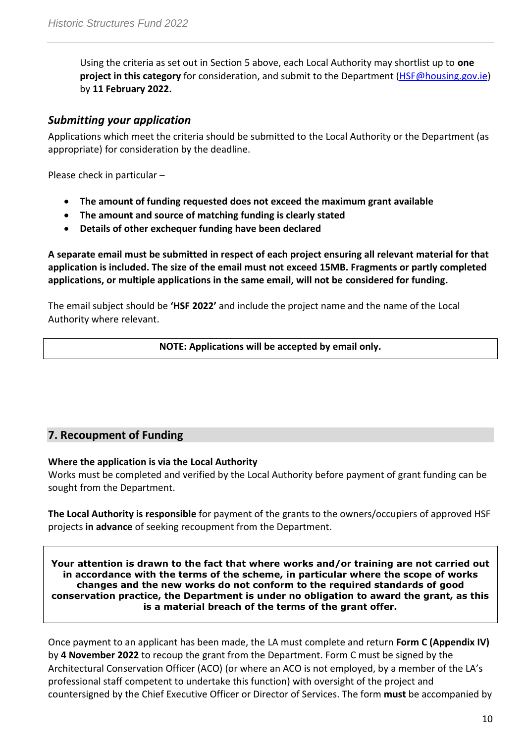Using the criteria as set out in Section 5 above, each Local Authority may shortlist up to **one project in this category** for consideration, and submit to the Department (HSF@housing.gov.ie) by **11 February 2022.**

### *Submitting your application*

Applications which meet the criteria should be submitted to the Local Authority or the Department (as appropriate) for consideration by the deadline.

Please check in particular –

- **The amount of funding requested does not exceed the maximum grant available**
- **The amount and source of matching funding is clearly stated**
- **Details of other exchequer funding have been declared**

**A separate email must be submitted in respect of each project ensuring all relevant material for that application is included. The size of the email must not exceed 15MB. Fragments or partly completed applications, or multiple applications in the same email, will not be considered for funding.**

The email subject should be **'HSF 2022'** and include the project name and the name of the Local Authority where relevant.

**NOTE: Applications will be accepted by email only.**

## 7. Recoupment of Funding

**Where the application is via the Local Authority**
Works must be completed and verified by the Local Authority before payment of grant funding can be sought from the Department.

**The Local Authority is responsible** for payment of the grants to the owners/occupiers of approved HSF projects **in advance** of seeking recoupment from the Department.

**Your attention is drawn to the fact that where works and/or training are not carried out in accordance with the terms of the scheme, in particular where the scope of works changes and the new works do not conform to the required standards of good conservation practice, the Department is under no obligation to award the grant, as this is a material breach of the terms of the grant offer.**

Once payment to an applicant has been made, the LA must complete and return **Form C (Appendix IV)** by **4 November 2022** to recoup the grant from the Department. Form C must be signed by the Architectural Conservation Officer (ACO) (or where an ACO is not employed, by a member of the LA's professional staff competent to undertake this function) with oversight of the project and countersigned by the Chief Executive Officer or Director of Services. The form **must** be accompanied by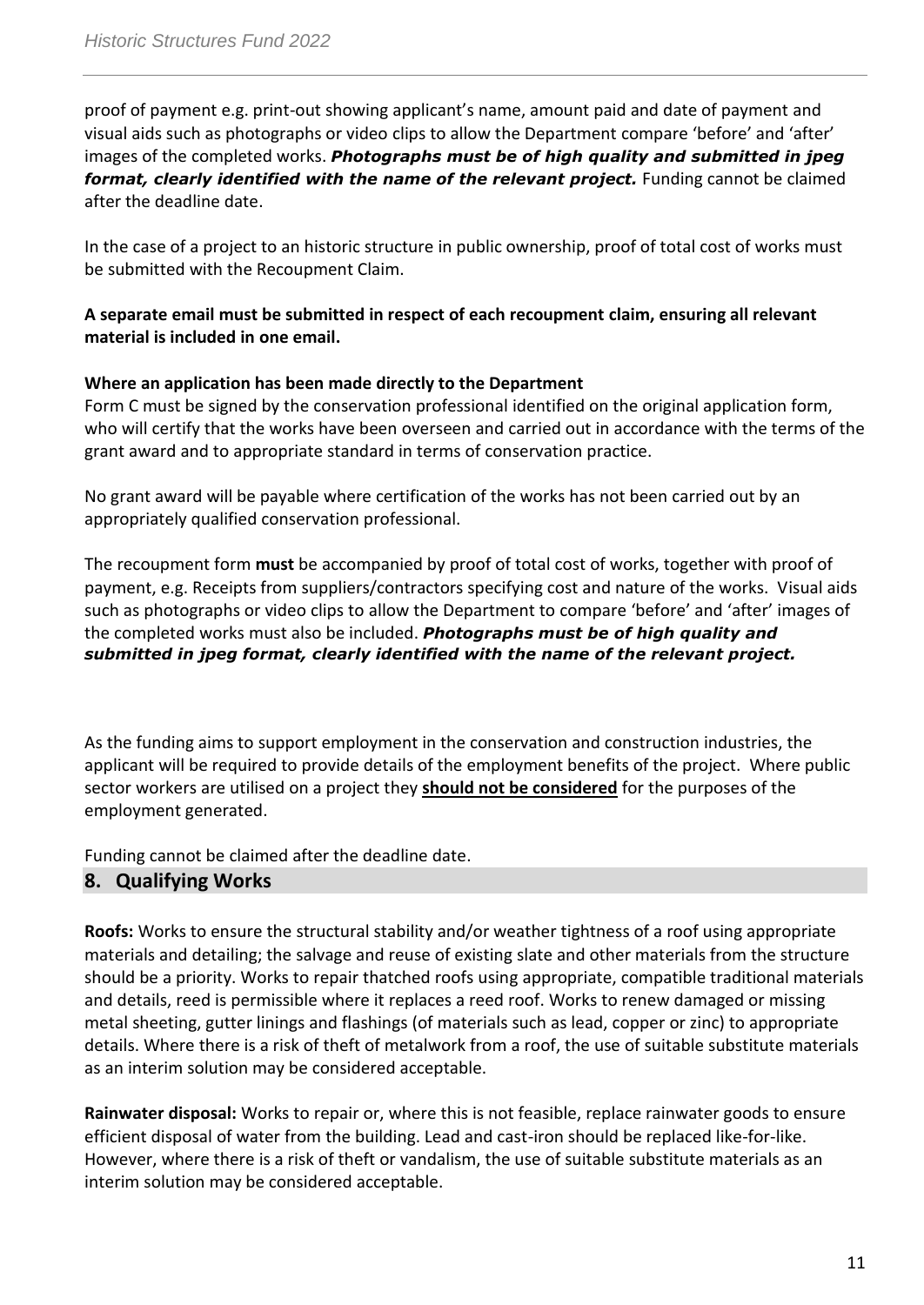proof of payment e.g. print-out showing applicant's name, amount paid and date of payment and visual aids such as photographs or video clips to allow the Department compare 'before' and 'after' images of the completed works. ***Photographs must be of high quality and submitted in jpeg format, clearly identified with the name of the relevant project.*** Funding cannot be claimed after the deadline date.

In the case of a project to an historic structure in public ownership, proof of total cost of works must be submitted with the Recoupment Claim.

**A separate email must be submitted in respect of each recoupment claim, ensuring all relevant material is included in one email.**

**Where an application has been made directly to the Department**

Form C must be signed by the conservation professional identified on the original application form, who will certify that the works have been overseen and carried out in accordance with the terms of the grant award and to appropriate standard in terms of conservation practice.

No grant award will be payable where certification of the works has not been carried out by an appropriately qualified conservation professional.

The recoupment form **must** be accompanied by proof of total cost of works, together with proof of payment, e.g. Receipts from suppliers/contractors specifying cost and nature of the works. Visual aids such as photographs or video clips to allow the Department to compare 'before' and 'after' images of the completed works must also be included. ***Photographs must be of high quality and submitted in jpeg format, clearly identified with the name of the relevant project.***

As the funding aims to support employment in the conservation and construction industries, the applicant will be required to provide details of the employment benefits of the project. Where public sector workers are utilised on a project they **should not be considered** for the purposes of the employment generated.

Funding cannot be claimed after the deadline date.

## 8. Qualifying Works

**Roofs:** Works to ensure the structural stability and/or weather tightness of a roof using appropriate materials and detailing; the salvage and reuse of existing slate and other materials from the structure should be a priority. Works to repair thatched roofs using appropriate, compatible traditional materials and details, reed is permissible where it replaces a reed roof. Works to renew damaged or missing metal sheeting, gutter linings and flashings (of materials such as lead, copper or zinc) to appropriate details. Where there is a risk of theft of metalwork from a roof, the use of suitable substitute materials as an interim solution may be considered acceptable.

**Rainwater disposal:** Works to repair or, where this is not feasible, replace rainwater goods to ensure efficient disposal of water from the building. Lead and cast-iron should be replaced like-for-like. However, where there is a risk of theft or vandalism, the use of suitable substitute materials as an interim solution may be considered acceptable.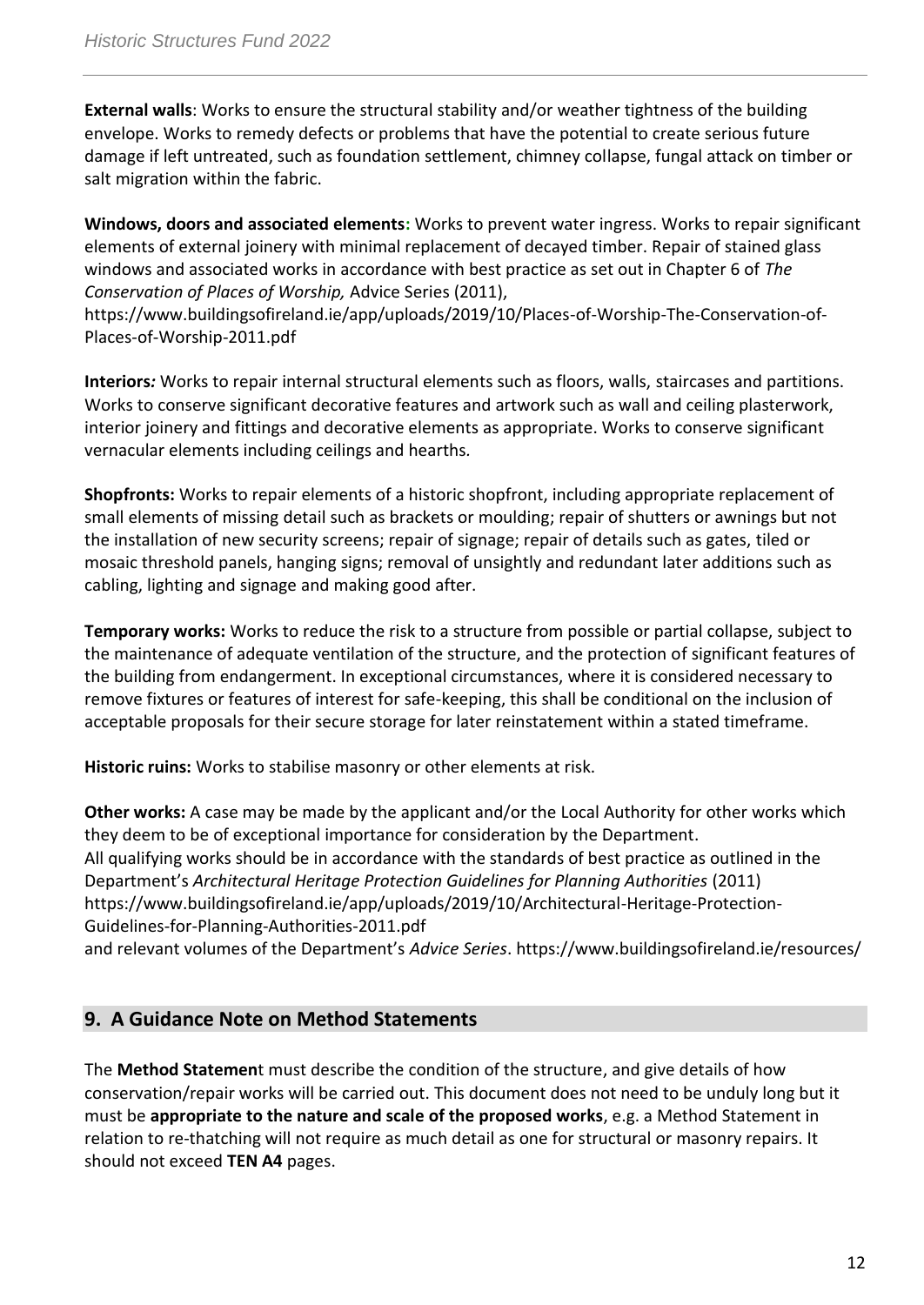**External walls**: Works to ensure the structural stability and/or weather tightness of the building envelope. Works to remedy defects or problems that have the potential to create serious future damage if left untreated, such as foundation settlement, chimney collapse, fungal attack on timber or salt migration within the fabric.

**Windows, doors and associated elements:** Works to prevent water ingress. Works to repair significant elements of external joinery with minimal replacement of decayed timber. Repair of stained glass windows and associated works in accordance with best practice as set out in Chapter 6 of *The Conservation of Places of Worship,* Advice Series (2011), https://www.buildingsofireland.ie/app/uploads/2019/10/Places-of-Worship-The-Conservation-of-Places-of-Worship-2011.pdf

**Interiors***:* Works to repair internal structural elements such as floors, walls, staircases and partitions. Works to conserve significant decorative features and artwork such as wall and ceiling plasterwork, interior joinery and fittings and decorative elements as appropriate. Works to conserve significant vernacular elements including ceilings and hearths*.*

**Shopfronts:** Works to repair elements of a historic shopfront, including appropriate replacement of small elements of missing detail such as brackets or moulding; repair of shutters or awnings but not the installation of new security screens; repair of signage; repair of details such as gates, tiled or mosaic threshold panels, hanging signs; removal of unsightly and redundant later additions such as cabling, lighting and signage and making good after.

**Temporary works:** Works to reduce the risk to a structure from possible or partial collapse, subject to the maintenance of adequate ventilation of the structure, and the protection of significant features of the building from endangerment. In exceptional circumstances, where it is considered necessary to remove fixtures or features of interest for safe-keeping, this shall be conditional on the inclusion of acceptable proposals for their secure storage for later reinstatement within a stated timeframe.

**Historic ruins:** Works to stabilise masonry or other elements at risk.

**Other works:** A case may be made by the applicant and/or the Local Authority for other works which they deem to be of exceptional importance for consideration by the Department.
All qualifying works should be in accordance with the standards of best practice as outlined in the Department's *Architectural Heritage Protection Guidelines for Planning Authorities* (2011) https://www.buildingsofireland.ie/app/uploads/2019/10/Architectural-Heritage-Protection-Guidelines-for-Planning-Authorities-2011.pdf
and relevant volumes of the Department's *Advice Series*. https://www.buildingsofireland.ie/resources/

## 9. A Guidance Note on Method Statements

The **Method Statemen**t must describe the condition of the structure, and give details of how conservation/repair works will be carried out. This document does not need to be unduly long but it must be **appropriate to the nature and scale of the proposed works**, e.g. a Method Statement in relation to re-thatching will not require as much detail as one for structural or masonry repairs. It should not exceed **TEN A4** pages.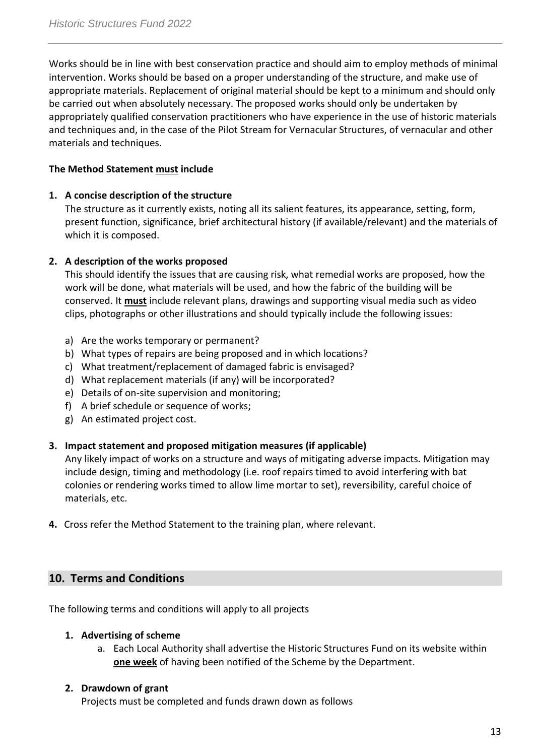Works should be in line with best conservation practice and should aim to employ methods of minimal intervention. Works should be based on a proper understanding of the structure, and make use of appropriate materials. Replacement of original material should be kept to a minimum and should only be carried out when absolutely necessary. The proposed works should only be undertaken by appropriately qualified conservation practitioners who have experience in the use of historic materials and techniques and, in the case of the Pilot Stream for Vernacular Structures, of vernacular and other materials and techniques.

**The Method Statement <u>must</u> include**

1. **A concise description of the structure**
   The structure as it currently exists, noting all its salient features, its appearance, setting, form, present function, significance, brief architectural history (if available/relevant) and the materials of which it is composed.

2. **A description of the works proposed**
   This should identify the issues that are causing risk, what remedial works are proposed, how the work will be done, what materials will be used, and how the fabric of the building will be conserved. It **<u>must</u>** include relevant plans, drawings and supporting visual media such as video clips, photographs or other illustrations and should typically include the following issues:

   a) Are the works temporary or permanent?
   b) What types of repairs are being proposed and in which locations?
   c) What treatment/replacement of damaged fabric is envisaged?
   d) What replacement materials (if any) will be incorporated?
   e) Details of on-site supervision and monitoring;
   f) A brief schedule or sequence of works;
   g) An estimated project cost.

3. **Impact statement and proposed mitigation measures (if applicable)**
   Any likely impact of works on a structure and ways of mitigating adverse impacts. Mitigation may include design, timing and methodology (i.e. roof repairs timed to avoid interfering with bat colonies or rendering works timed to allow lime mortar to set), reversibility, careful choice of materials, etc.

4. Cross refer the Method Statement to the training plan, where relevant.

## 10. Terms and Conditions

The following terms and conditions will apply to all projects

1. **Advertising of scheme**
   a. Each Local Authority shall advertise the Historic Structures Fund on its website within **<u>one week</u>** of having been notified of the Scheme by the Department.

2. **Drawdown of grant**
   Projects must be completed and funds drawn down as follows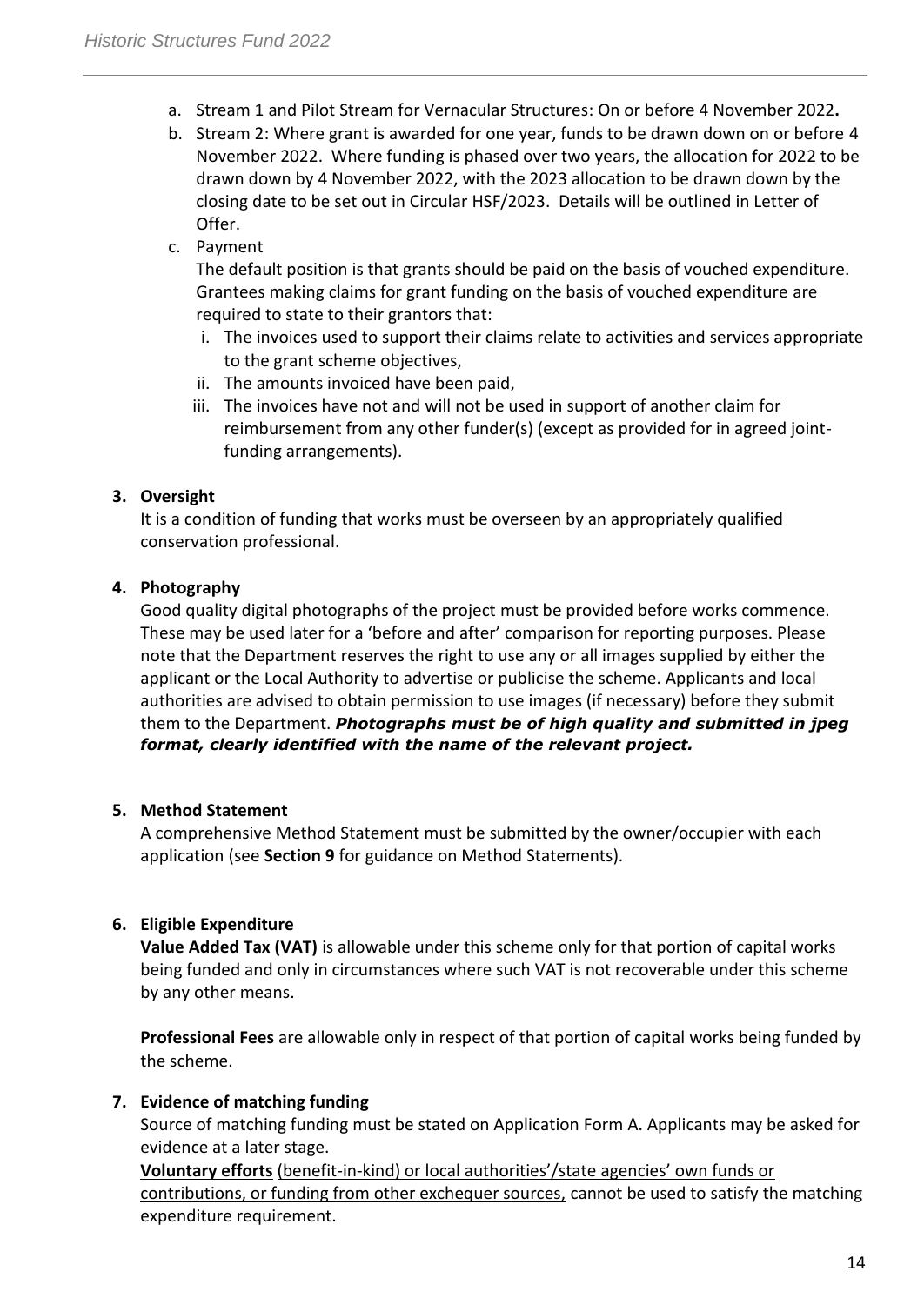a. Stream 1 and Pilot Stream for Vernacular Structures: On or before 4 November 2022**.**
b. Stream 2: Where grant is awarded for one year, funds to be drawn down on or before 4 November 2022. Where funding is phased over two years, the allocation for 2022 to be drawn down by 4 November 2022, with the 2023 allocation to be drawn down by the closing date to be set out in Circular HSF/2023. Details will be outlined in Letter of Offer.
c. Payment

   The default position is that grants should be paid on the basis of vouched expenditure. Grantees making claims for grant funding on the basis of vouched expenditure are required to state to their grantors that:
   i. The invoices used to support their claims relate to activities and services appropriate to the grant scheme objectives,
   ii. The amounts invoiced have been paid,
   iii. The invoices have not and will not be used in support of another claim for reimbursement from any other funder(s) (except as provided for in agreed joint-funding arrangements).

**3. Oversight**

It is a condition of funding that works must be overseen by an appropriately qualified conservation professional.

**4. Photography**

Good quality digital photographs of the project must be provided before works commence. These may be used later for a 'before and after' comparison for reporting purposes. Please note that the Department reserves the right to use any or all images supplied by either the applicant or the Local Authority to advertise or publicise the scheme. Applicants and local authorities are advised to obtain permission to use images (if necessary) before they submit them to the Department. ***Photographs must be of high quality and submitted in jpeg format, clearly identified with the name of the relevant project.***

**5. Method Statement**

A comprehensive Method Statement must be submitted by the owner/occupier with each application (see **Section 9** for guidance on Method Statements).

**6. Eligible Expenditure**

**Value Added Tax (VAT)** is allowable under this scheme only for that portion of capital works being funded and only in circumstances where such VAT is not recoverable under this scheme by any other means.

**Professional Fees** are allowable only in respect of that portion of capital works being funded by the scheme.

**7. Evidence of matching funding**

Source of matching funding must be stated on Application Form A. Applicants may be asked for evidence at a later stage.

**Voluntary efforts** (benefit-in-kind) or local authorities'/state agencies' own funds or contributions, or funding from other exchequer sources, cannot be used to satisfy the matching expenditure requirement.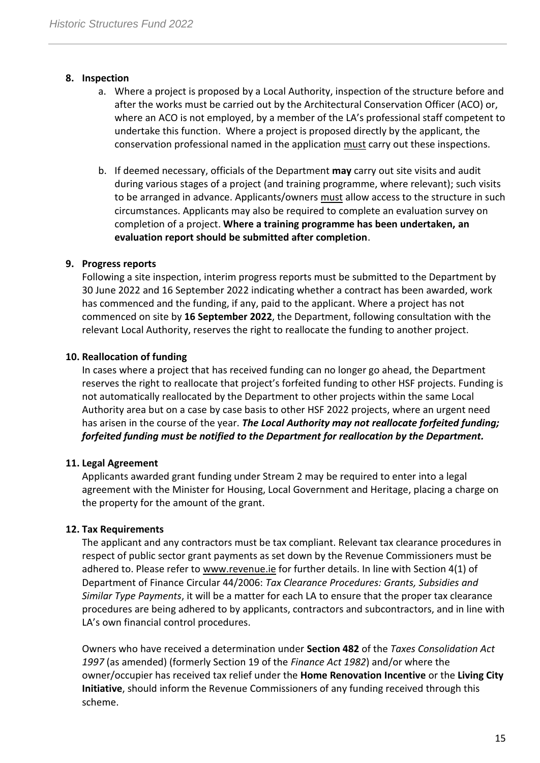**8. Inspection**

a. Where a project is proposed by a Local Authority, inspection of the structure before and after the works must be carried out by the Architectural Conservation Officer (ACO) or, where an ACO is not employed, by a member of the LA's professional staff competent to undertake this function. Where a project is proposed directly by the applicant, the conservation professional named in the application must carry out these inspections.

b. If deemed necessary, officials of the Department **may** carry out site visits and audit during various stages of a project (and training programme, where relevant); such visits to be arranged in advance. Applicants/owners must allow access to the structure in such circumstances. Applicants may also be required to complete an evaluation survey on completion of a project. **Where a training programme has been undertaken, an evaluation report should be submitted after completion**.

**9. Progress reports**

Following a site inspection, interim progress reports must be submitted to the Department by 30 June 2022 and 16 September 2022 indicating whether a contract has been awarded, work has commenced and the funding, if any, paid to the applicant. Where a project has not commenced on site by **16 September 2022**, the Department, following consultation with the relevant Local Authority, reserves the right to reallocate the funding to another project.

**10. Reallocation of funding**

In cases where a project that has received funding can no longer go ahead, the Department reserves the right to reallocate that project's forfeited funding to other HSF projects. Funding is not automatically reallocated by the Department to other projects within the same Local Authority area but on a case by case basis to other HSF 2022 projects, where an urgent need has arisen in the course of the year. ***The Local Authority may not reallocate forfeited funding; forfeited funding must be notified to the Department for reallocation by the Department.***

**11. Legal Agreement**

Applicants awarded grant funding under Stream 2 may be required to enter into a legal agreement with the Minister for Housing, Local Government and Heritage, placing a charge on the property for the amount of the grant.

**12. Tax Requirements**

The applicant and any contractors must be tax compliant. Relevant tax clearance procedures in respect of public sector grant payments as set down by the Revenue Commissioners must be adhered to. Please refer to www.revenue.ie for further details. In line with Section 4(1) of Department of Finance Circular 44/2006: *Tax Clearance Procedures: Grants, Subsidies and Similar Type Payments*, it will be a matter for each LA to ensure that the proper tax clearance procedures are being adhered to by applicants, contractors and subcontractors, and in line with LA's own financial control procedures.

Owners who have received a determination under **Section 482** of the *Taxes Consolidation Act 1997* (as amended) (formerly Section 19 of the *Finance Act 1982*) and/or where the owner/occupier has received tax relief under the **Home Renovation Incentive** or the **Living City Initiative**, should inform the Revenue Commissioners of any funding received through this scheme.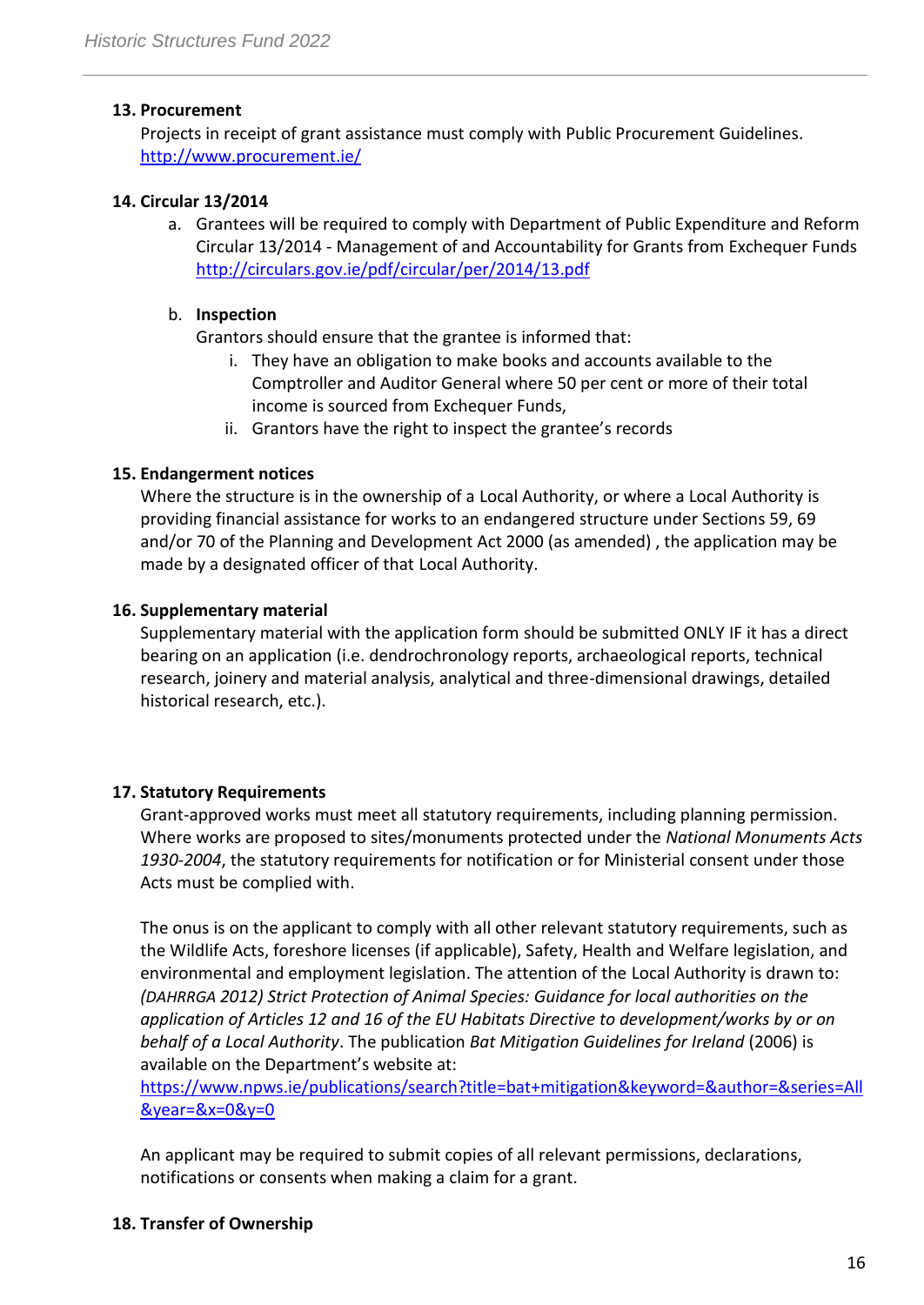### 13. Procurement

Projects in receipt of grant assistance must comply with Public Procurement Guidelines. http://www.procurement.ie/

### 14. Circular 13/2014

a. Grantees will be required to comply with Department of Public Expenditure and Reform Circular 13/2014 - Management of and Accountability for Grants from Exchequer Funds http://circulars.gov.ie/pdf/circular/per/2014/13.pdf

b. **Inspection**

   Grantors should ensure that the grantee is informed that:

   i. They have an obligation to make books and accounts available to the Comptroller and Auditor General where 50 per cent or more of their total income is sourced from Exchequer Funds,
   
   ii. Grantors have the right to inspect the grantee's records

### 15. Endangerment notices

Where the structure is in the ownership of a Local Authority, or where a Local Authority is providing financial assistance for works to an endangered structure under Sections 59, 69 and/or 70 of the Planning and Development Act 2000 (as amended) , the application may be made by a designated officer of that Local Authority.

### 16. Supplementary material

Supplementary material with the application form should be submitted ONLY IF it has a direct bearing on an application (i.e. dendrochronology reports, archaeological reports, technical research, joinery and material analysis, analytical and three-dimensional drawings, detailed historical research, etc.).

### 17. Statutory Requirements

Grant-approved works must meet all statutory requirements, including planning permission. Where works are proposed to sites/monuments protected under the *National Monuments Acts 1930-2004*, the statutory requirements for notification or for Ministerial consent under those Acts must be complied with.

The onus is on the applicant to comply with all other relevant statutory requirements, such as the Wildlife Acts, foreshore licenses (if applicable), Safety, Health and Welfare legislation, and environmental and employment legislation. The attention of the Local Authority is drawn to: *(DAHRRGA 2012) Strict Protection of Animal Species: Guidance for local authorities on the application of Articles 12 and 16 of the EU Habitats Directive to development/works by or on behalf of a Local Authority*. The publication *Bat Mitigation Guidelines for Ireland* (2006) is available on the Department's website at: https://www.npws.ie/publications/search?title=bat+mitigation&keyword=&author=&series=All&year=&x=0&y=0

An applicant may be required to submit copies of all relevant permissions, declarations, notifications or consents when making a claim for a grant.

### 18. Transfer of Ownership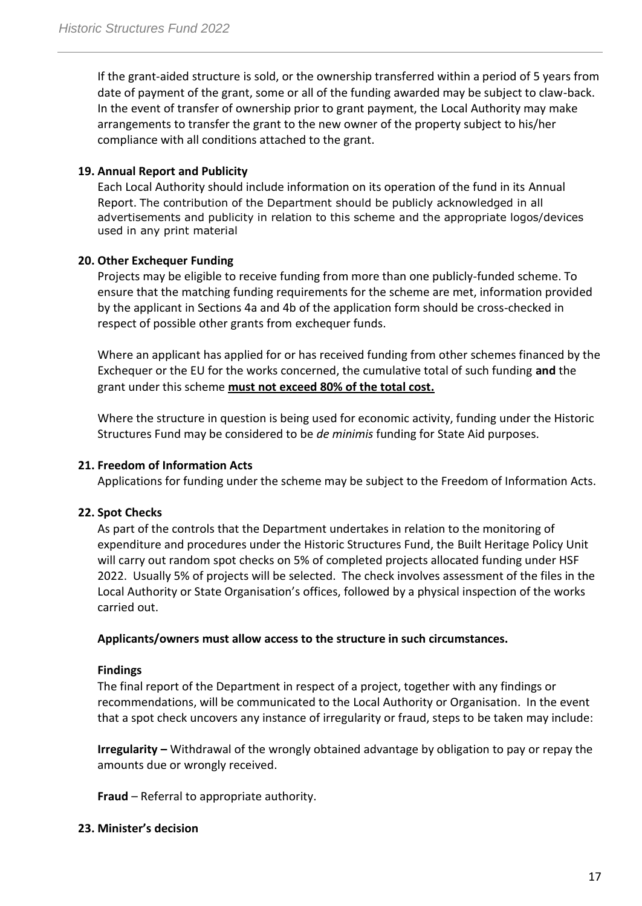If the grant-aided structure is sold, or the ownership transferred within a period of 5 years from date of payment of the grant, some or all of the funding awarded may be subject to claw-back. In the event of transfer of ownership prior to grant payment, the Local Authority may make arrangements to transfer the grant to the new owner of the property subject to his/her compliance with all conditions attached to the grant.

**19. Annual Report and Publicity**

Each Local Authority should include information on its operation of the fund in its Annual Report. The contribution of the Department should be publicly acknowledged in all advertisements and publicity in relation to this scheme and the appropriate logos/devices used in any print material

**20. Other Exchequer Funding**

Projects may be eligible to receive funding from more than one publicly-funded scheme. To ensure that the matching funding requirements for the scheme are met, information provided by the applicant in Sections 4a and 4b of the application form should be cross-checked in respect of possible other grants from exchequer funds.

Where an applicant has applied for or has received funding from other schemes financed by the Exchequer or the EU for the works concerned, the cumulative total of such funding **and** the grant under this scheme **must not exceed 80% of the total cost.**

Where the structure in question is being used for economic activity, funding under the Historic Structures Fund may be considered to be *de minimis* funding for State Aid purposes.

**21. Freedom of Information Acts**

Applications for funding under the scheme may be subject to the Freedom of Information Acts.

**22. Spot Checks**

As part of the controls that the Department undertakes in relation to the monitoring of expenditure and procedures under the Historic Structures Fund, the Built Heritage Policy Unit will carry out random spot checks on 5% of completed projects allocated funding under HSF 2022. Usually 5% of projects will be selected. The check involves assessment of the files in the Local Authority or State Organisation's offices, followed by a physical inspection of the works carried out.

**Applicants/owners must allow access to the structure in such circumstances.**

**Findings**

The final report of the Department in respect of a project, together with any findings or recommendations, will be communicated to the Local Authority or Organisation. In the event that a spot check uncovers any instance of irregularity or fraud, steps to be taken may include:

**Irregularity –** Withdrawal of the wrongly obtained advantage by obligation to pay or repay the amounts due or wrongly received.

**Fraud** – Referral to appropriate authority.

**23. Minister's decision**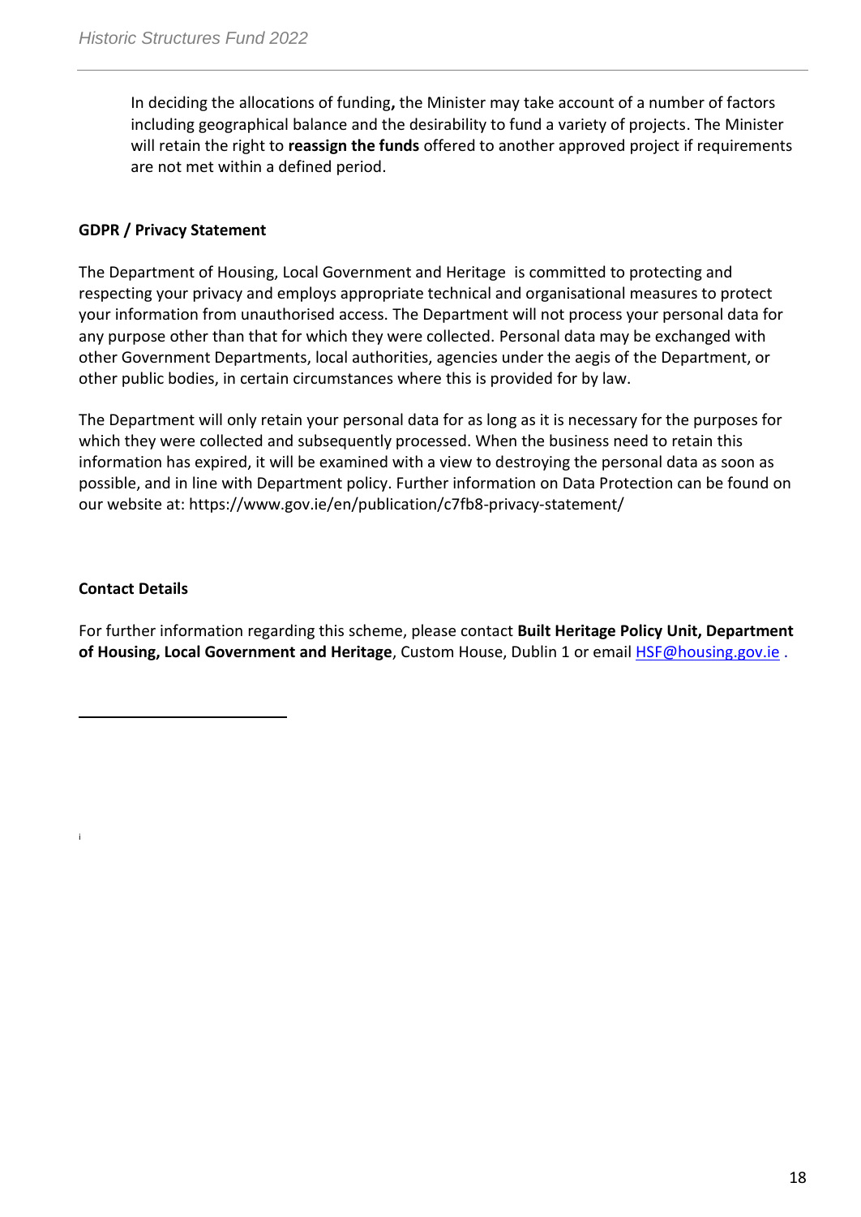In deciding the allocations of funding**,** the Minister may take account of a number of factors including geographical balance and the desirability to fund a variety of projects. The Minister will retain the right to **reassign the funds** offered to another approved project if requirements are not met within a defined period.

**GDPR / Privacy Statement**

The Department of Housing, Local Government and Heritage is committed to protecting and respecting your privacy and employs appropriate technical and organisational measures to protect your information from unauthorised access. The Department will not process your personal data for any purpose other than that for which they were collected. Personal data may be exchanged with other Government Departments, local authorities, agencies under the aegis of the Department, or other public bodies, in certain circumstances where this is provided for by law.

The Department will only retain your personal data for as long as it is necessary for the purposes for which they were collected and subsequently processed. When the business need to retain this information has expired, it will be examined with a view to destroying the personal data as soon as possible, and in line with Department policy. Further information on Data Protection can be found on our website at: https://www.gov.ie/en/publication/c7fb8-privacy-statement/

**Contact Details**

For further information regarding this scheme, please contact **Built Heritage Policy Unit, Department of Housing, Local Government and Heritage**, Custom House, Dublin 1 or email HSF@housing.gov.ie .

---

i